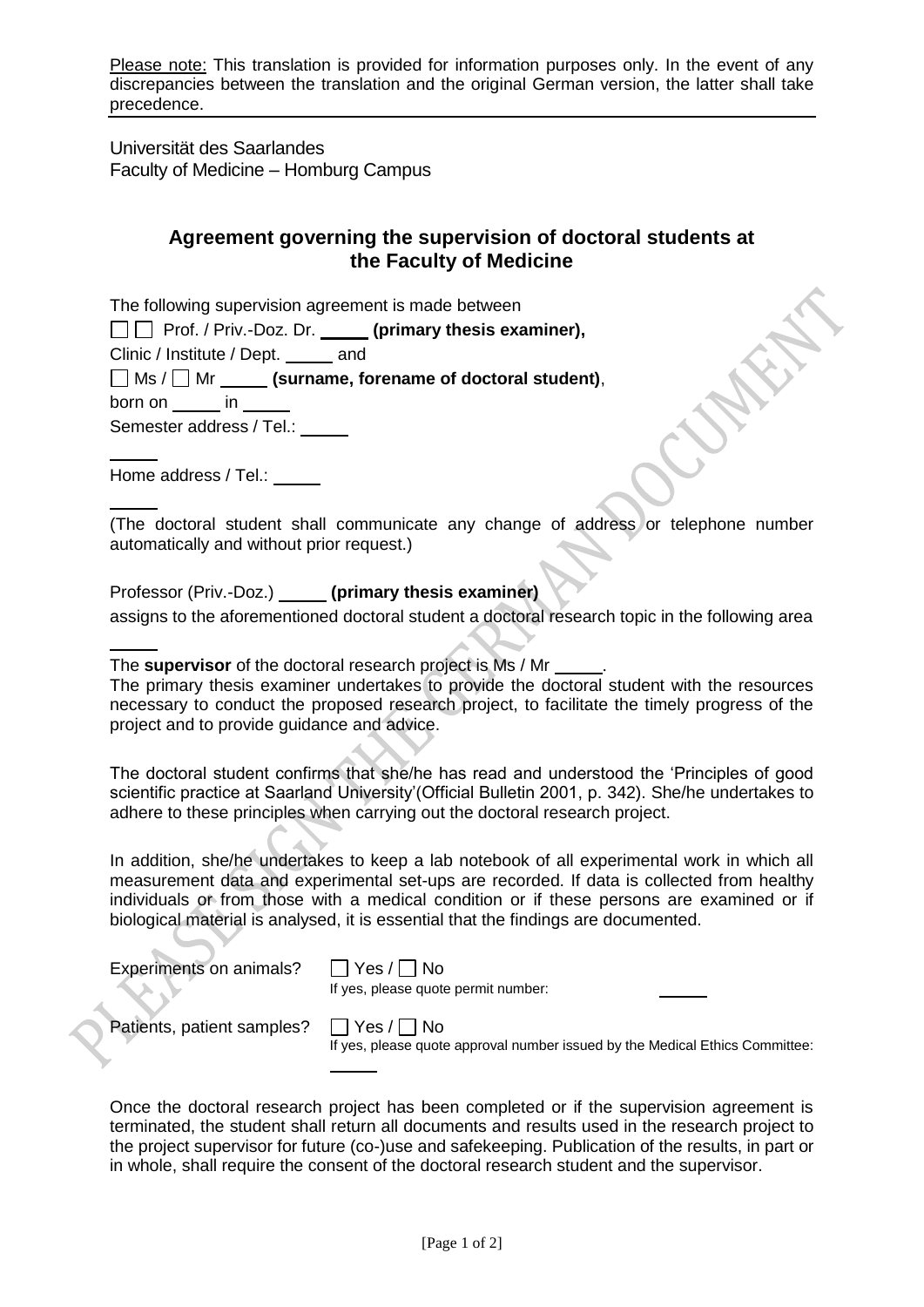<u>Please note:</u> This translation is provided for information purposes only. In the event of any discrepancies between the translation and the original German version, the latter shall take precedence.

Universität des Saarlandes
Faculty of Medicine – Homburg Campus

## Agreement governing the supervision of doctoral students at the Faculty of Medicine

The following supervision agreement is made between

☐ ☐ Prof. / Priv.-Doz. Dr. _____ **(primary thesis examiner),**

Clinic / Institute / Dept. _____ and

☐ Ms / ☐ Mr _____ **(surname, forename of doctoral student)**,

born on _____ in _____

Semester address / Tel.: _____

_____

Home address / Tel.: _____

_____

(The doctoral student shall communicate any change of address or telephone number automatically and without prior request.)

Professor (Priv.-Doz.) _____ **(primary thesis examiner)**

assigns to the aforementioned doctoral student a doctoral research topic in the following area

_____

The **supervisor** of the doctoral research project is Ms / Mr _____.

The primary thesis examiner undertakes to provide the doctoral student with the resources necessary to conduct the proposed research project, to facilitate the timely progress of the project and to provide guidance and advice.

The doctoral student confirms that she/he has read and understood the 'Principles of good scientific practice at Saarland University'(Official Bulletin 2001, p. 342). She/he undertakes to adhere to these principles when carrying out the doctoral research project.

In addition, she/he undertakes to keep a lab notebook of all experimental work in which all measurement data and experimental set-ups are recorded. If data is collected from healthy individuals or from those with a medical condition or if these persons are examined or if biological material is analysed, it is essential that the findings are documented.

Experiments on animals? ☐ Yes / ☐ No
If yes, please quote permit number: _____

Patients, patient samples? ☐ Yes / ☐ No
If yes, please quote approval number issued by the Medical Ethics Committee:
_____

Once the doctoral research project has been completed or if the supervision agreement is terminated, the student shall return all documents and results used in the research project to the project supervisor for future (co-)use and safekeeping. Publication of the results, in part or in whole, shall require the consent of the doctoral research student and the supervisor.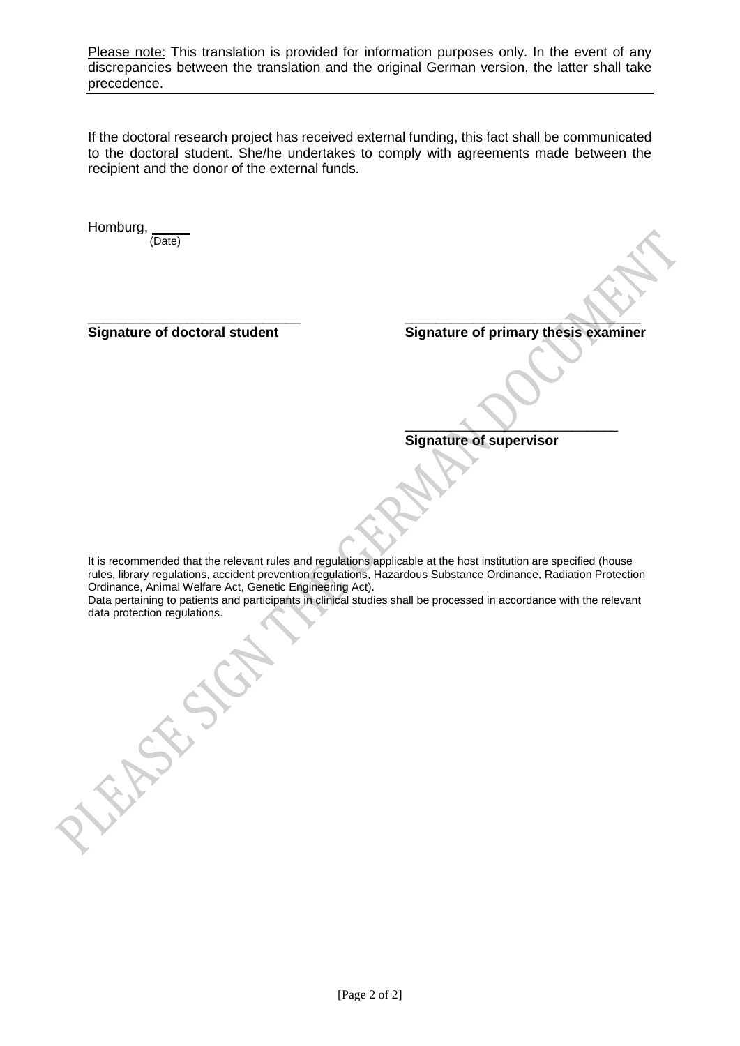Please note: This translation is provided for information purposes only. In the event of any discrepancies between the translation and the original German version, the latter shall take precedence.

If the doctoral research project has received external funding, this fact shall be communicated to the doctoral student. She/he undertakes to comply with agreements made between the recipient and the donor of the external funds.

Homburg, _____
(Date)

_____________________________
**Signature of doctoral student**

_____________________________
**Signature of primary thesis examiner**

_____________________________
**Signature of supervisor**

It is recommended that the relevant rules and regulations applicable at the host institution are specified (house rules, library regulations, accident prevention regulations, Hazardous Substance Ordinance, Radiation Protection Ordinance, Animal Welfare Act, Genetic Engineering Act).
Data pertaining to patients and participants in clinical studies shall be processed in accordance with the relevant data protection regulations.

PLEASE SIGN THE GERMAN DOCUMENT